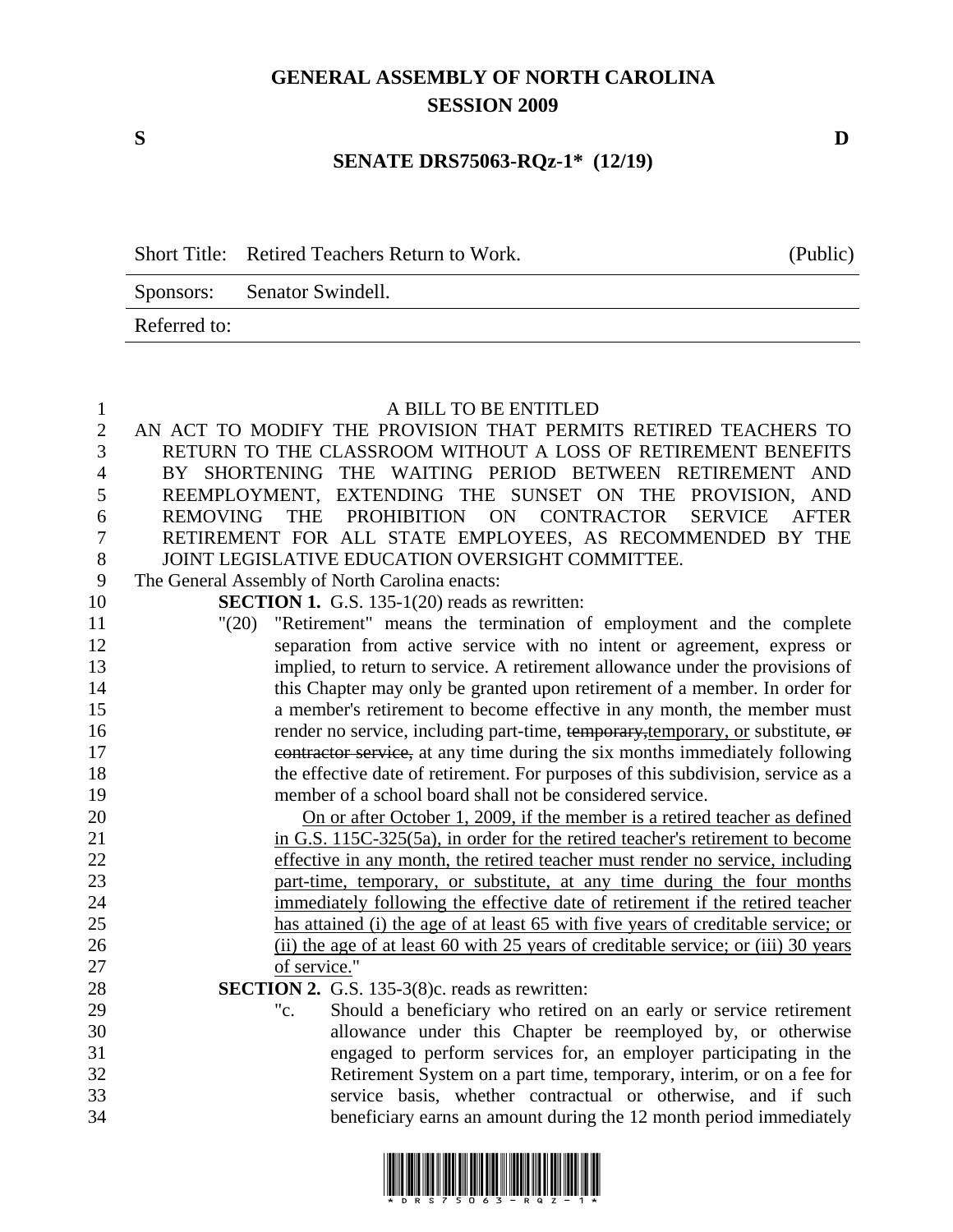# GENERAL ASSEMBLY OF NORTH CAROLINA
## SESSION 2009

**S** **D**

**SENATE DRS75063-RQz-1\* (12/19)**

| Short Title: | Retired Teachers Return to Work. | (Public) |
|---|---|---|
| Sponsors: | Senator Swindell. | |
| Referred to: | | |

A BILL TO BE ENTITLED

AN ACT TO MODIFY THE PROVISION THAT PERMITS RETIRED TEACHERS TO RETURN TO THE CLASSROOM WITHOUT A LOSS OF RETIREMENT BENEFITS BY SHORTENING THE WAITING PERIOD BETWEEN RETIREMENT AND REEMPLOYMENT, EXTENDING THE SUNSET ON THE PROVISION, AND REMOVING THE PROHIBITION ON CONTRACTOR SERVICE AFTER RETIREMENT FOR ALL STATE EMPLOYEES, AS RECOMMENDED BY THE JOINT LEGISLATIVE EDUCATION OVERSIGHT COMMITTEE.

The General Assembly of North Carolina enacts:

**SECTION 1.** G.S. 135-1(20) reads as rewritten:

"(20) "Retirement" means the termination of employment and the complete separation from active service with no intent or agreement, express or implied, to return to service. A retirement allowance under the provisions of this Chapter may only be granted upon retirement of a member. In order for a member's retirement to become effective in any month, the member must render no service, including part-time, ~~temporary,~~<u>temporary, or</u> substitute, ~~or contractor service,~~ at any time during the six months immediately following the effective date of retirement. For purposes of this subdivision, service as a member of a school board shall not be considered service.

<u>On or after October 1, 2009, if the member is a retired teacher as defined in G.S. 115C-325(5a), in order for the retired teacher's retirement to become effective in any month, the retired teacher must render no service, including part-time, temporary, or substitute, at any time during the four months immediately following the effective date of retirement if the retired teacher has attained (i) the age of at least 65 with five years of creditable service; or (ii) the age of at least 60 with 25 years of creditable service; or (iii) 30 years of service.</u>"

**SECTION 2.** G.S. 135-3(8)c. reads as rewritten:

"c. Should a beneficiary who retired on an early or service retirement allowance under this Chapter be reemployed by, or otherwise engaged to perform services for, an employer participating in the Retirement System on a part time, temporary, interim, or on a fee for service basis, whether contractual or otherwise, and if such beneficiary earns an amount during the 12 month period immediately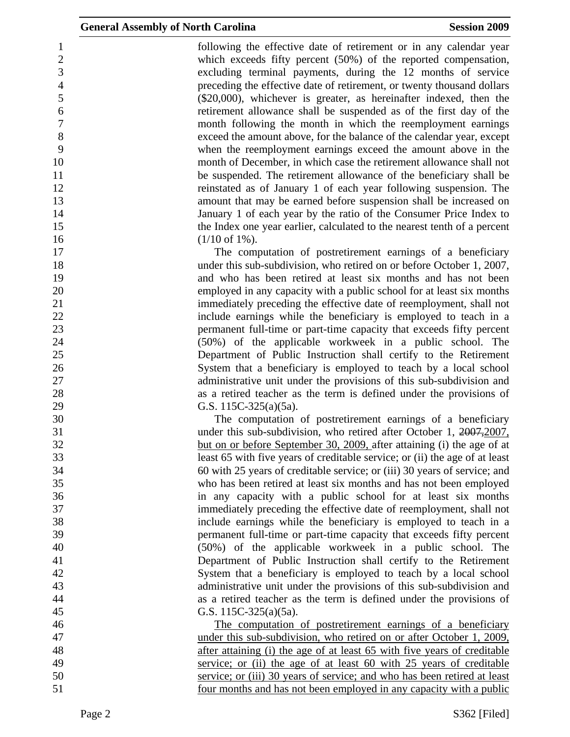following the effective date of retirement or in any calendar year which exceeds fifty percent (50%) of the reported compensation, excluding terminal payments, during the 12 months of service preceding the effective date of retirement, or twenty thousand dollars ($20,000), whichever is greater, as hereinafter indexed, then the retirement allowance shall be suspended as of the first day of the month following the month in which the reemployment earnings exceed the amount above, for the balance of the calendar year, except when the reemployment earnings exceed the amount above in the month of December, in which case the retirement allowance shall not be suspended. The retirement allowance of the beneficiary shall be reinstated as of January 1 of each year following suspension. The amount that may be earned before suspension shall be increased on January 1 of each year by the ratio of the Consumer Price Index to the Index one year earlier, calculated to the nearest tenth of a percent (1/10 of 1%).

The computation of postretirement earnings of a beneficiary under this sub-subdivision, who retired on or before October 1, 2007, and who has been retired at least six months and has not been employed in any capacity with a public school for at least six months immediately preceding the effective date of reemployment, shall not include earnings while the beneficiary is employed to teach in a permanent full-time or part-time capacity that exceeds fifty percent (50%) of the applicable workweek in a public school. The Department of Public Instruction shall certify to the Retirement System that a beneficiary is employed to teach by a local school administrative unit under the provisions of this sub-subdivision and as a retired teacher as the term is defined under the provisions of G.S. 115C-325(a)(5a).

The computation of postretirement earnings of a beneficiary under this sub-subdivision, who retired after October 1, ~~2007,~~2007, but on or before September 30, 2009, after attaining (i) the age of at least 65 with five years of creditable service; or (ii) the age of at least 60 with 25 years of creditable service; or (iii) 30 years of service; and who has been retired at least six months and has not been employed in any capacity with a public school for at least six months immediately preceding the effective date of reemployment, shall not include earnings while the beneficiary is employed to teach in a permanent full-time or part-time capacity that exceeds fifty percent (50%) of the applicable workweek in a public school. The Department of Public Instruction shall certify to the Retirement System that a beneficiary is employed to teach by a local school administrative unit under the provisions of this sub-subdivision and as a retired teacher as the term is defined under the provisions of G.S. 115C-325(a)(5a).

The computation of postretirement earnings of a beneficiary under this sub-subdivision, who retired on or after October 1, 2009, after attaining (i) the age of at least 65 with five years of creditable service; or (ii) the age of at least 60 with 25 years of creditable service; or (iii) 30 years of service; and who has been retired at least four months and has not been employed in any capacity with a public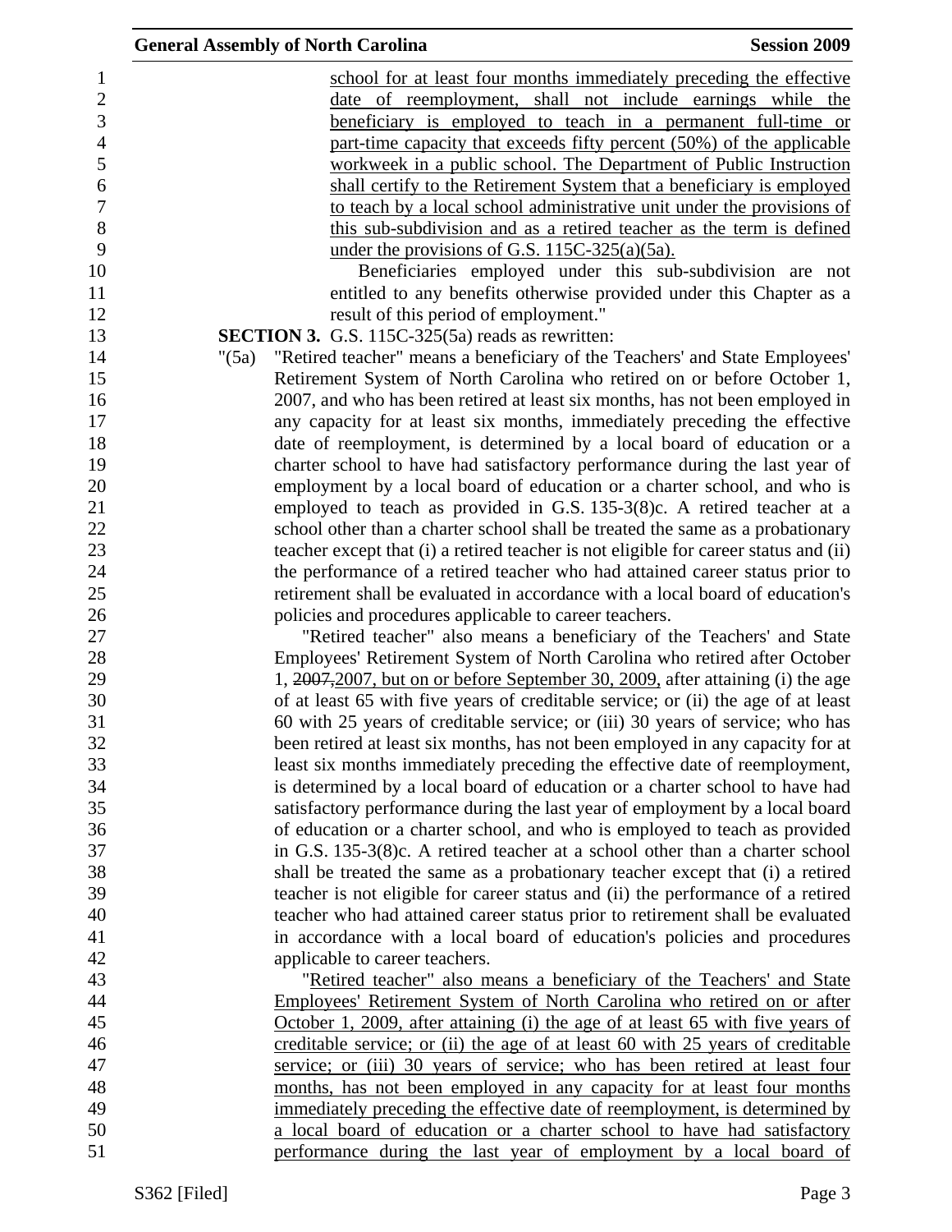school for at least four months immediately preceding the effective date of reemployment, shall not include earnings while the beneficiary is employed to teach in a permanent full-time or part-time capacity that exceeds fifty percent (50%) of the applicable workweek in a public school. The Department of Public Instruction shall certify to the Retirement System that a beneficiary is employed to teach by a local school administrative unit under the provisions of this sub-subdivision and as a retired teacher as the term is defined under the provisions of G.S. 115C-325(a)(5a).

Beneficiaries employed under this sub-subdivision are not entitled to any benefits otherwise provided under this Chapter as a result of this period of employment."

**SECTION 3.** G.S. 115C-325(5a) reads as rewritten:

"(5a) "Retired teacher" means a beneficiary of the Teachers' and State Employees' Retirement System of North Carolina who retired on or before October 1, 2007, and who has been retired at least six months, has not been employed in any capacity for at least six months, immediately preceding the effective date of reemployment, is determined by a local board of education or a charter school to have had satisfactory performance during the last year of employment by a local board of education or a charter school, and who is employed to teach as provided in G.S. 135-3(8)c. A retired teacher at a school other than a charter school shall be treated the same as a probationary teacher except that (i) a retired teacher is not eligible for career status and (ii) the performance of a retired teacher who had attained career status prior to retirement shall be evaluated in accordance with a local board of education's policies and procedures applicable to career teachers.

"Retired teacher" also means a beneficiary of the Teachers' and State Employees' Retirement System of North Carolina who retired after October 1, ~~2007,~~2007, but on or before September 30, 2009, after attaining (i) the age of at least 65 with five years of creditable service; or (ii) the age of at least 60 with 25 years of creditable service; or (iii) 30 years of service; who has been retired at least six months, has not been employed in any capacity for at least six months immediately preceding the effective date of reemployment, is determined by a local board of education or a charter school to have had satisfactory performance during the last year of employment by a local board of education or a charter school, and who is employed to teach as provided in G.S. 135-3(8)c. A retired teacher at a school other than a charter school shall be treated the same as a probationary teacher except that (i) a retired teacher is not eligible for career status and (ii) the performance of a retired teacher who had attained career status prior to retirement shall be evaluated in accordance with a local board of education's policies and procedures applicable to career teachers.

"Retired teacher" also means a beneficiary of the Teachers' and State Employees' Retirement System of North Carolina who retired on or after October 1, 2009, after attaining (i) the age of at least 65 with five years of creditable service; or (ii) the age of at least 60 with 25 years of creditable service; or (iii) 30 years of service; who has been retired at least four months, has not been employed in any capacity for at least four months immediately preceding the effective date of reemployment, is determined by a local board of education or a charter school to have had satisfactory performance during the last year of employment by a local board of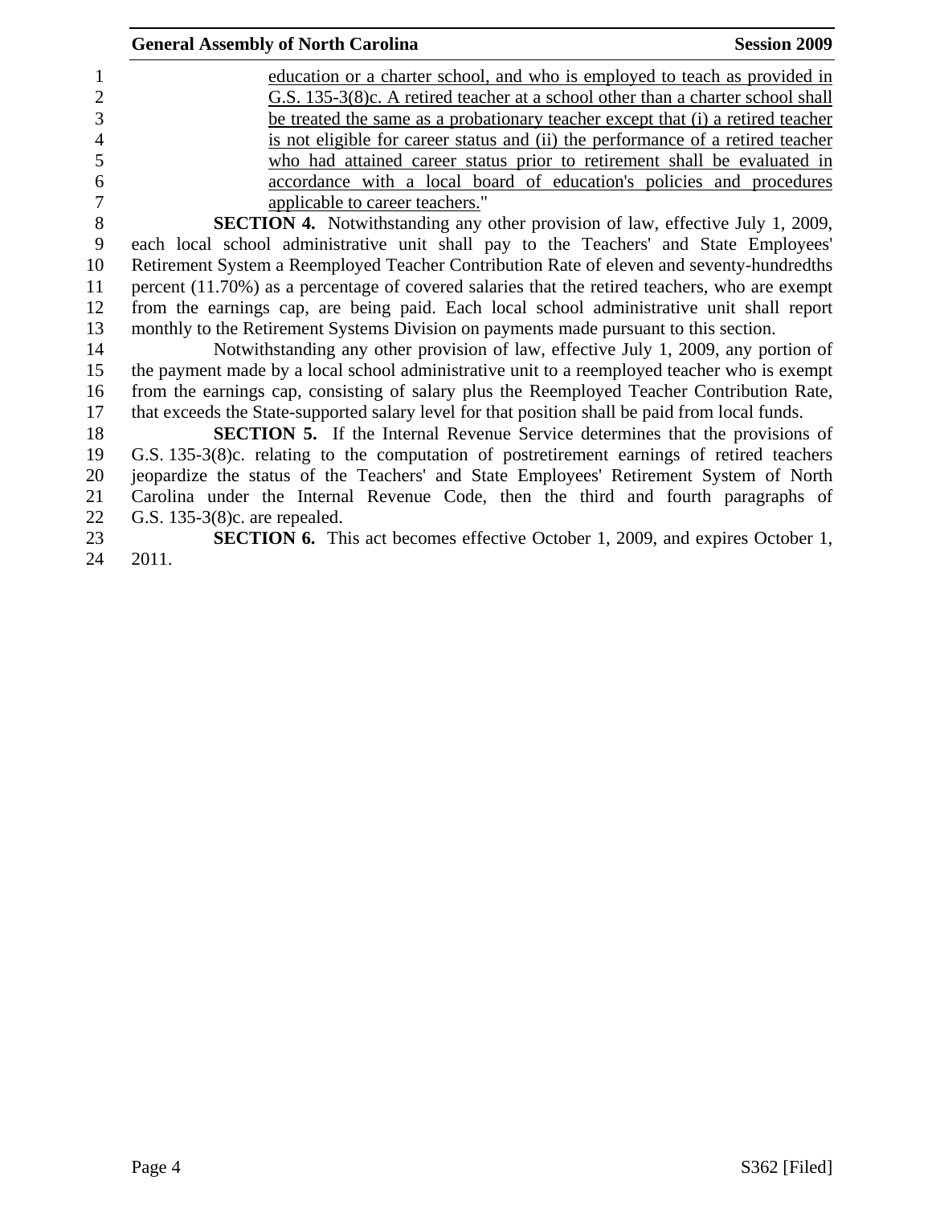education or a charter school, and who is employed to teach as provided in G.S. 135-3(8)c. A retired teacher at a school other than a charter school shall be treated the same as a probationary teacher except that (i) a retired teacher is not eligible for career status and (ii) the performance of a retired teacher who had attained career status prior to retirement shall be evaluated in accordance with a local board of education's policies and procedures applicable to career teachers."

**SECTION 4.** Notwithstanding any other provision of law, effective July 1, 2009, each local school administrative unit shall pay to the Teachers' and State Employees' Retirement System a Reemployed Teacher Contribution Rate of eleven and seventy-hundredths percent (11.70%) as a percentage of covered salaries that the retired teachers, who are exempt from the earnings cap, are being paid. Each local school administrative unit shall report monthly to the Retirement Systems Division on payments made pursuant to this section.

Notwithstanding any other provision of law, effective July 1, 2009, any portion of the payment made by a local school administrative unit to a reemployed teacher who is exempt from the earnings cap, consisting of salary plus the Reemployed Teacher Contribution Rate, that exceeds the State-supported salary level for that position shall be paid from local funds.

**SECTION 5.** If the Internal Revenue Service determines that the provisions of G.S. 135-3(8)c. relating to the computation of postretirement earnings of retired teachers jeopardize the status of the Teachers' and State Employees' Retirement System of North Carolina under the Internal Revenue Code, then the third and fourth paragraphs of G.S. 135-3(8)c. are repealed.

**SECTION 6.** This act becomes effective October 1, 2009, and expires October 1, 2011.